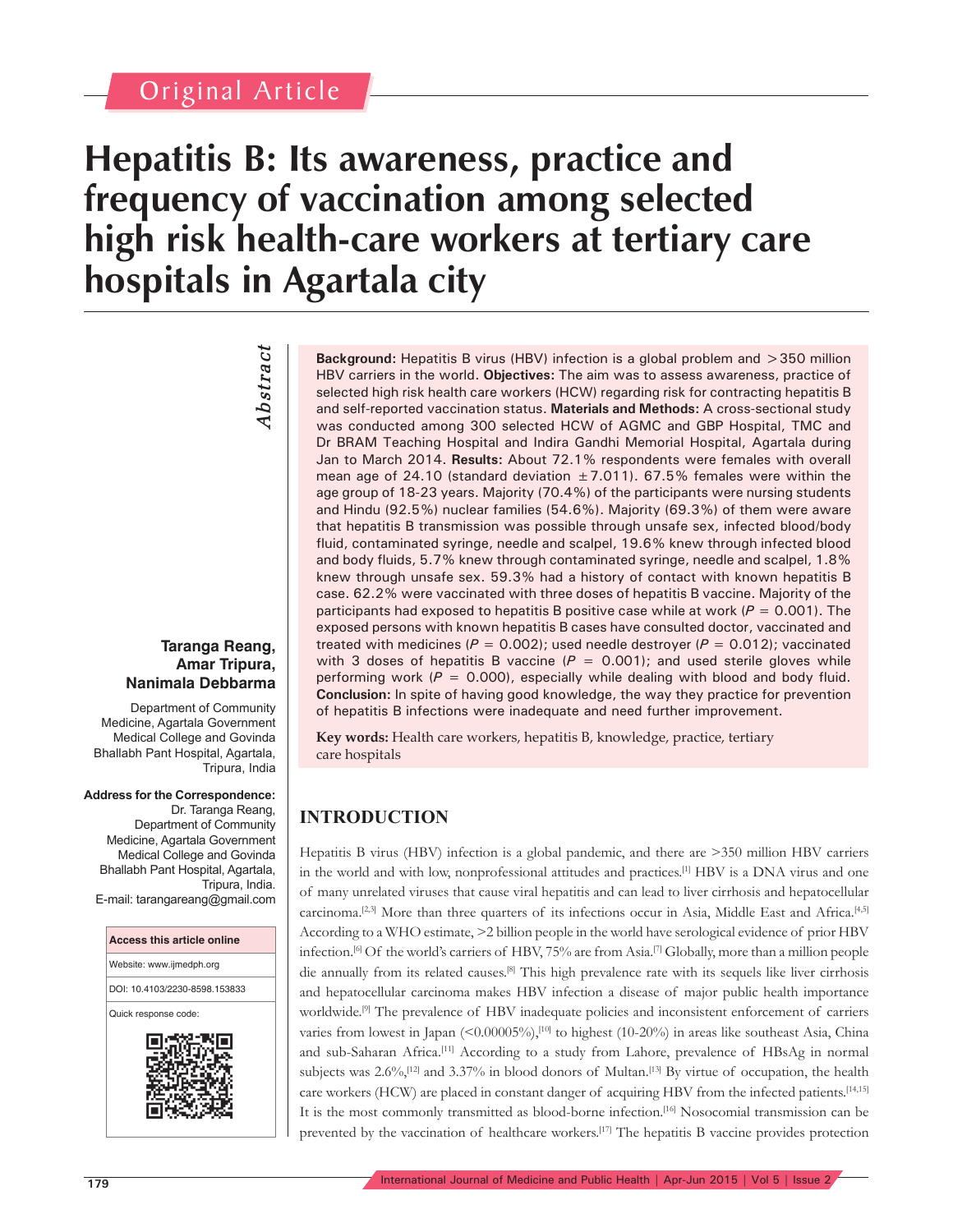Original Article

# Hepatitis B: Its awareness, practice and frequency of vaccination among selected high risk health-care workers at tertiary care hospitals in Agartala city

**Taranga Reang, Amar Tripura, Nanimala Debbarma**

Department of Community Medicine, Agartala Government Medical College and Govinda Bhallabh Pant Hospital, Agartala, Tripura, India

**Address for the Correspondence:**
Dr. Taranga Reang, Department of Community Medicine, Agartala Government Medical College and Govinda Bhallabh Pant Hospital, Agartala, Tripura, India.
E-mail: tarangareang@gmail.com

| Access this article online |
| --- |
| Website: www.ijmedph.org |
| DOI: 10.4103/2230-8598.153833 |
| Quick response code: |

## Abstract

**Background:** Hepatitis B virus (HBV) infection is a global problem and >350 million HBV carriers in the world. **Objectives:** The aim was to assess awareness, practice of selected high risk health care workers (HCW) regarding risk for contracting hepatitis B and self-reported vaccination status. **Materials and Methods:** A cross-sectional study was conducted among 300 selected HCW of AGMC and GBP Hospital, TMC and Dr BRAM Teaching Hospital and Indira Gandhi Memorial Hospital, Agartala during Jan to March 2014. **Results:** About 72.1% respondents were females with overall mean age of 24.10 (standard deviation ±7.011). 67.5% females were within the age group of 18-23 years. Majority (70.4%) of the participants were nursing students and Hindu (92.5%) nuclear families (54.6%). Majority (69.3%) of them were aware that hepatitis B transmission was possible through unsafe sex, infected blood/body fluid, contaminated syringe, needle and scalpel, 19.6% knew through infected blood and body fluids, 5.7% knew through contaminated syringe, needle and scalpel, 1.8% knew through unsafe sex. 59.3% had a history of contact with known hepatitis B case. 62.2% were vaccinated with three doses of hepatitis B vaccine. Majority of the participants had exposed to hepatitis B positive case while at work ($P$ = 0.001). The exposed persons with known hepatitis B cases have consulted doctor, vaccinated and treated with medicines ($P$ = 0.002); used needle destroyer ($P$ = 0.012); vaccinated with 3 doses of hepatitis B vaccine ($P$ = 0.001); and used sterile gloves while performing work ($P$ = 0.000), especially while dealing with blood and body fluid. **Conclusion:** In spite of having good knowledge, the way they practice for prevention of hepatitis B infections were inadequate and need further improvement.

**Key words:** Health care workers, hepatitis B, knowledge, practice, tertiary care hospitals

## INTRODUCTION

Hepatitis B virus (HBV) infection is a global pandemic, and there are >350 million HBV carriers in the world and with low, nonprofessional attitudes and practices.[1] HBV is a DNA virus and one of many unrelated viruses that cause viral hepatitis and can lead to liver cirrhosis and hepatocellular carcinoma.[2,3] More than three quarters of its infections occur in Asia, Middle East and Africa.[4,5] According to a WHO estimate, >2 billion people in the world have serological evidence of prior HBV infection.[6] Of the world's carriers of HBV, 75% are from Asia.[7] Globally, more than a million people die annually from its related causes.[8] This high prevalence rate with its sequels like liver cirrhosis and hepatocellular carcinoma makes HBV infection a disease of major public health importance worldwide.[9] The prevalence of HBV inadequate policies and inconsistent enforcement of carriers varies from lowest in Japan (<0.00005%),[10] to highest (10-20%) in areas like southeast Asia, China and sub-Saharan Africa.[11] According to a study from Lahore, prevalence of HBsAg in normal subjects was 2.6%,[12] and 3.37% in blood donors of Multan.[13] By virtue of occupation, the health care workers (HCW) are placed in constant danger of acquiring HBV from the infected patients.[14,15] It is the most commonly transmitted as blood-borne infection.[16] Nosocomial transmission can be prevented by the vaccination of healthcare workers.[17] The hepatitis B vaccine provides protection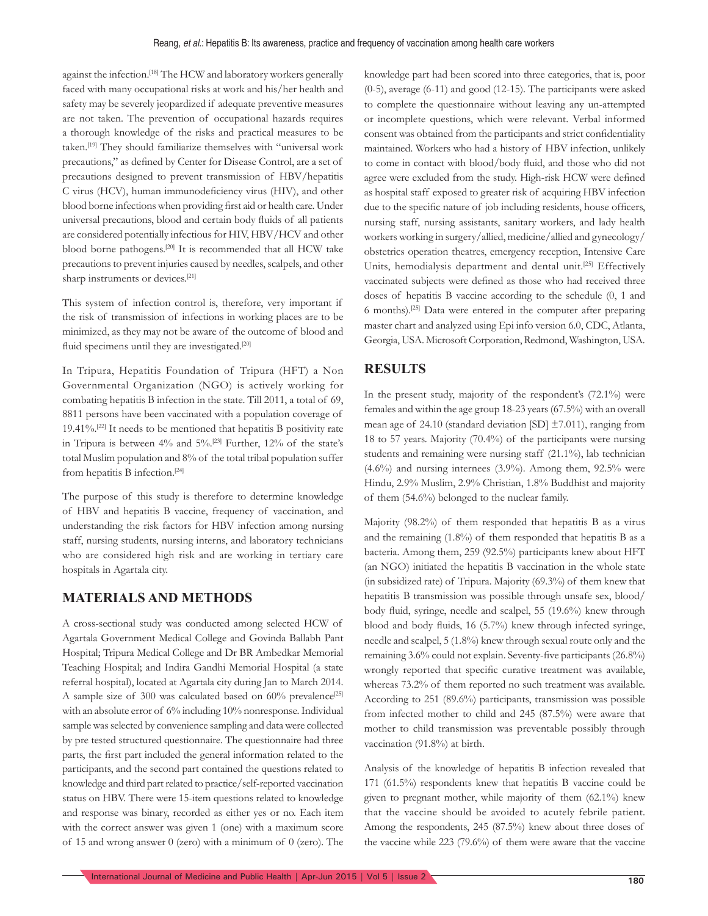against the infection.[18] The HCW and laboratory workers generally faced with many occupational risks at work and his/her health and safety may be severely jeopardized if adequate preventive measures are not taken. The prevention of occupational hazards requires a thorough knowledge of the risks and practical measures to be taken.[19] They should familiarize themselves with "universal work precautions," as defined by Center for Disease Control, are a set of precautions designed to prevent transmission of HBV/hepatitis C virus (HCV), human immunodeficiency virus (HIV), and other blood borne infections when providing first aid or health care. Under universal precautions, blood and certain body fluids of all patients are considered potentially infectious for HIV, HBV/HCV and other blood borne pathogens.[20] It is recommended that all HCW take precautions to prevent injuries caused by needles, scalpels, and other sharp instruments or devices.[21]

This system of infection control is, therefore, very important if the risk of transmission of infections in working places are to be minimized, as they may not be aware of the outcome of blood and fluid specimens until they are investigated.[20]

In Tripura, Hepatitis Foundation of Tripura (HFT) a Non Governmental Organization (NGO) is actively working for combating hepatitis B infection in the state. Till 2011, a total of 69, 8811 persons have been vaccinated with a population coverage of 19.41%.[22] It needs to be mentioned that hepatitis B positivity rate in Tripura is between 4% and 5%.[23] Further, 12% of the state's total Muslim population and 8% of the total tribal population suffer from hepatitis B infection.[24]

The purpose of this study is therefore to determine knowledge of HBV and hepatitis B vaccine, frequency of vaccination, and understanding the risk factors for HBV infection among nursing staff, nursing students, nursing interns, and laboratory technicians who are considered high risk and are working in tertiary care hospitals in Agartala city.

## MATERIALS AND METHODS

A cross-sectional study was conducted among selected HCW of Agartala Government Medical College and Govinda Ballabh Pant Hospital; Tripura Medical College and Dr BR Ambedkar Memorial Teaching Hospital; and Indira Gandhi Memorial Hospital (a state referral hospital), located at Agartala city during Jan to March 2014. A sample size of 300 was calculated based on 60% prevalence[25] with an absolute error of 6% including 10% nonresponse. Individual sample was selected by convenience sampling and data were collected by pre tested structured questionnaire. The questionnaire had three parts, the first part included the general information related to the participants, and the second part contained the questions related to knowledge and third part related to practice/self-reported vaccination status on HBV. There were 15-item questions related to knowledge and response was binary, recorded as either yes or no. Each item with the correct answer was given 1 (one) with a maximum score of 15 and wrong answer 0 (zero) with a minimum of 0 (zero). The knowledge part had been scored into three categories, that is, poor (0-5), average (6-11) and good (12-15). The participants were asked to complete the questionnaire without leaving any un-attempted or incomplete questions, which were relevant. Verbal informed consent was obtained from the participants and strict confidentiality maintained. Workers who had a history of HBV infection, unlikely to come in contact with blood/body fluid, and those who did not agree were excluded from the study. High-risk HCW were defined as hospital staff exposed to greater risk of acquiring HBV infection due to the specific nature of job including residents, house officers, nursing staff, nursing assistants, sanitary workers, and lady health workers working in surgery/allied, medicine/allied and gynecology/obstetrics operation theatres, emergency reception, Intensive Care Units, hemodialysis department and dental unit.[25] Effectively vaccinated subjects were defined as those who had received three doses of hepatitis B vaccine according to the schedule (0, 1 and 6 months).[25] Data were entered in the computer after preparing master chart and analyzed using Epi info version 6.0, CDC, Atlanta, Georgia, USA. Microsoft Corporation, Redmond, Washington, USA.

## RESULTS

In the present study, majority of the respondent's (72.1%) were females and within the age group 18-23 years (67.5%) with an overall mean age of 24.10 (standard deviation [SD] ±7.011), ranging from 18 to 57 years. Majority (70.4%) of the participants were nursing students and remaining were nursing staff (21.1%), lab technician (4.6%) and nursing internees (3.9%). Among them, 92.5% were Hindu, 2.9% Muslim, 2.9% Christian, 1.8% Buddhist and majority of them (54.6%) belonged to the nuclear family.

Majority (98.2%) of them responded that hepatitis B as a virus and the remaining (1.8%) of them responded that hepatitis B as a bacteria. Among them, 259 (92.5%) participants knew about HFT (an NGO) initiated the hepatitis B vaccination in the whole state (in subsidized rate) of Tripura. Majority (69.3%) of them knew that hepatitis B transmission was possible through unsafe sex, blood/body fluid, syringe, needle and scalpel, 55 (19.6%) knew through blood and body fluids, 16 (5.7%) knew through infected syringe, needle and scalpel, 5 (1.8%) knew through sexual route only and the remaining 3.6% could not explain. Seventy-five participants (26.8%) wrongly reported that specific curative treatment was available, whereas 73.2% of them reported no such treatment was available. According to 251 (89.6%) participants, transmission was possible from infected mother to child and 245 (87.5%) were aware that mother to child transmission was preventable possibly through vaccination (91.8%) at birth.

Analysis of the knowledge of hepatitis B infection revealed that 171 (61.5%) respondents knew that hepatitis B vaccine could be given to pregnant mother, while majority of them (62.1%) knew that the vaccine should be avoided to acutely febrile patient. Among the respondents, 245 (87.5%) knew about three doses of the vaccine while 223 (79.6%) of them were aware that the vaccine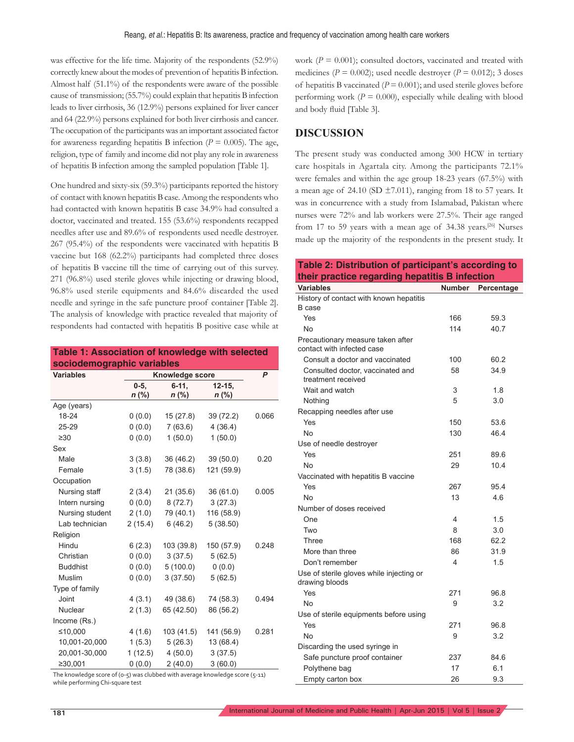was effective for the life time. Majority of the respondents (52.9%) correctly knew about the modes of prevention of hepatitis B infection. Almost half (51.1%) of the respondents were aware of the possible cause of transmission; (55.7%) could explain that hepatitis B infection leads to liver cirrhosis, 36 (12.9%) persons explained for liver cancer and 64 (22.9%) persons explained for both liver cirrhosis and cancer. The occupation of the participants was an important associated factor for awareness regarding hepatitis B infection ($P = 0.005$). The age, religion, type of family and income did not play any role in awareness of hepatitis B infection among the sampled population [Table 1].

One hundred and sixty-six (59.3%) participants reported the history of contact with known hepatitis B case. Among the respondents who had contacted with known hepatitis B case 34.9% had consulted a doctor, vaccinated and treated. 155 (53.6%) respondents recapped needles after use and 89.6% of respondents used needle destroyer. 267 (95.4%) of the respondents were vaccinated with hepatitis B vaccine but 168 (62.2%) participants had completed three doses of hepatitis B vaccine till the time of carrying out of this survey. 271 (96.8%) used sterile gloves while injecting or drawing blood, 96.8% used sterile equipments and 84.6% discarded the used needle and syringe in the safe puncture proof container [Table 2]. The analysis of knowledge with practice revealed that majority of respondents had contacted with hepatitis B positive case while at work ($P = 0.001$); consulted doctors, vaccinated and treated with medicines ($P = 0.002$); used needle destroyer ($P = 0.012$); 3 doses of hepatitis B vaccinated ($P = 0.001$); and used sterile gloves before performing work ($P = 0.000$), especially while dealing with blood and body fluid [Table 3].

**Table 1: Association of knowledge with selected sociodemographic variables**

| Variables | Knowledge score | | | P |
|---|---|---|---|---|
| | 0-5, n (%) | 6-11, n (%) | 12-15, n (%) | |
| Age (years) | | | | |
| 18-24 | 0 (0.0) | 15 (27.8) | 39 (72.2) | 0.066 |
| 25-29 | 0 (0.0) | 7 (63.6) | 4 (36.4) | |
| ≥30 | 0 (0.0) | 1 (50.0) | 1 (50.0) | |
| Sex | | | | |
| Male | 3 (3.8) | 36 (46.2) | 39 (50.0) | 0.20 |
| Female | 3 (1.5) | 78 (38.6) | 121 (59.9) | |
| Occupation | | | | |
| Nursing staff | 2 (3.4) | 21 (35.6) | 36 (61.0) | 0.005 |
| Intern nursing | 0 (0.0) | 8 (72.7) | 3 (27.3) | |
| Nursing student | 2 (1.0) | 79 (40.1) | 116 (58.9) | |
| Lab technician | 2 (15.4) | 6 (46.2) | 5 (38.50) | |
| Religion | | | | |
| Hindu | 6 (2.3) | 103 (39.8) | 150 (57.9) | 0.248 |
| Christian | 0 (0.0) | 3 (37.5) | 5 (62.5) | |
| Buddhist | 0 (0.0) | 5 (100.0) | 0 (0.0) | |
| Muslim | 0 (0.0) | 3 (37.50) | 5 (62.5) | |
| Type of family | | | | |
| Joint | 4 (3.1) | 49 (38.6) | 74 (58.3) | 0.494 |
| Nuclear | 2 (1.3) | 65 (42.50) | 86 (56.2) | |
| Income (Rs.) | | | | |
| ≤10,000 | 4 (1.6) | 103 (41.5) | 141 (56.9) | 0.281 |
| 10,001-20,000 | 1 (5.3) | 5 (26.3) | 13 (68.4) | |
| 20,001-30,000 | 1 (12.5) | 4 (50.0) | 3 (37.5) | |
| ≥30,001 | 0 (0.0) | 2 (40.0) | 3 (60.0) | |

The knowledge score of (0-5) was clubbed with average knowledge score (5-11) while performing Chi-square test

## DISCUSSION

The present study was conducted among 300 HCW in tertiary care hospitals in Agartala city. Among the participants 72.1% were females and within the age group 18-23 years (67.5%) with a mean age of 24.10 (SD ±7.011), ranging from 18 to 57 years. It was in concurrence with a study from Islamabad, Pakistan where nurses were 72% and lab workers were 27.5%. Their age ranged from 17 to 59 years with a mean age of 34.38 years.[26] Nurses made up the majority of the respondents in the present study. It

**Table 2: Distribution of participant's according to their practice regarding hepatitis B infection**

| Variables | Number | Percentage |
|---|---|---|
| History of contact with known hepatitis B case | | |
| Yes | 166 | 59.3 |
| No | 114 | 40.7 |
| Precautionary measure taken after contact with infected case | | |
| Consult a doctor and vaccinated | 100 | 60.2 |
| Consulted doctor, vaccinated and treatment received | 58 | 34.9 |
| Wait and watch | 3 | 1.8 |
| Nothing | 5 | 3.0 |
| Recapping needles after use | | |
| Yes | 150 | 53.6 |
| No | 130 | 46.4 |
| Use of needle destroyer | | |
| Yes | 251 | 89.6 |
| No | 29 | 10.4 |
| Vaccinated with hepatitis B vaccine | | |
| Yes | 267 | 95.4 |
| No | 13 | 4.6 |
| Number of doses received | | |
| One | 4 | 1.5 |
| Two | 8 | 3.0 |
| Three | 168 | 62.2 |
| More than three | 86 | 31.9 |
| Don't remember | 4 | 1.5 |
| Use of sterile gloves while injecting or drawing bloods | | |
| Yes | 271 | 96.8 |
| No | 9 | 3.2 |
| Use of sterile equipments before using | | |
| Yes | 271 | 96.8 |
| No | 9 | 3.2 |
| Discarding the used syringe in | | |
| Safe puncture proof container | 237 | 84.6 |
| Polythene bag | 17 | 6.1 |
| Empty carton box | 26 | 9.3 |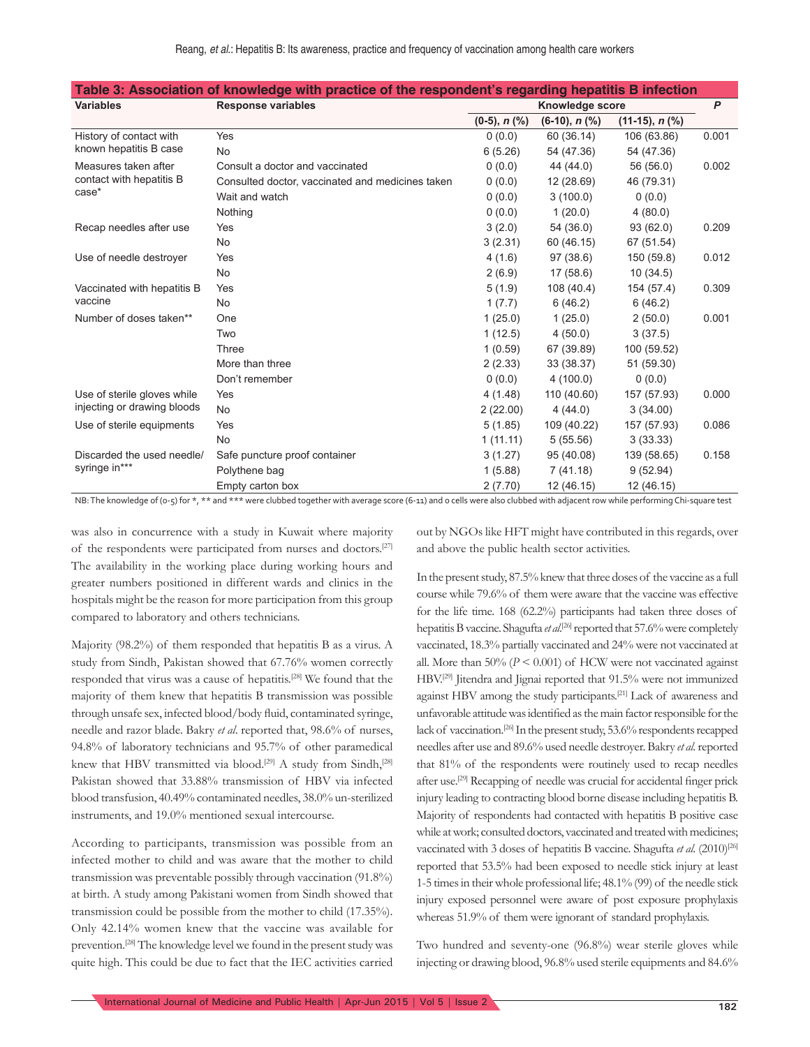**Table 3: Association of knowledge with practice of the respondent's regarding hepatitis B infection**

| Variables | Response variables | Knowledge score | | | P |
|---|---|---|---|---|---|
| | | (0-5), n (%) | (6-10), n (%) | (11-15), n (%) | |
| History of contact with known hepatitis B case | Yes | 0 (0.0) | 60 (36.14) | 106 (63.86) | 0.001 |
| | No | 6 (5.26) | 54 (47.36) | 54 (47.36) | |
| Measures taken after contact with hepatitis B case* | Consult a doctor and vaccinated | 0 (0.0) | 44 (44.0) | 56 (56.0) | 0.002 |
| | Consulted doctor, vaccinated and medicines taken | 0 (0.0) | 12 (28.69) | 46 (79.31) | |
| | Wait and watch | 0 (0.0) | 3 (100.0) | 0 (0.0) | |
| | Nothing | 0 (0.0) | 1 (20.0) | 4 (80.0) | |
| Recap needles after use | Yes | 3 (2.0) | 54 (36.0) | 93 (62.0) | 0.209 |
| | No | 3 (2.31) | 60 (46.15) | 67 (51.54) | |
| Use of needle destroyer | Yes | 4 (1.6) | 97 (38.6) | 150 (59.8) | 0.012 |
| | No | 2 (6.9) | 17 (58.6) | 10 (34.5) | |
| Vaccinated with hepatitis B vaccine | Yes | 5 (1.9) | 108 (40.4) | 154 (57.4) | 0.309 |
| | No | 1 (7.7) | 6 (46.2) | 6 (46.2) | |
| Number of doses taken** | One | 1 (25.0) | 1 (25.0) | 2 (50.0) | 0.001 |
| | Two | 1 (12.5) | 4 (50.0) | 3 (37.5) | |
| | Three | 1 (0.59) | 67 (39.89) | 100 (59.52) | |
| | More than three | 2 (2.33) | 33 (38.37) | 51 (59.30) | |
| | Don't remember | 0 (0.0) | 4 (100.0) | 0 (0.0) | |
| Use of sterile gloves while injecting or drawing bloods | Yes | 4 (1.48) | 110 (40.60) | 157 (57.93) | 0.000 |
| | No | 2 (22.00) | 4 (44.0) | 3 (34.00) | |
| Use of sterile equipments | Yes | 5 (1.85) | 109 (40.22) | 157 (57.93) | 0.086 |
| | No | 1 (11.11) | 5 (55.56) | 3 (33.33) | |
| Discarded the used needle/syringe in*** | Safe puncture proof container | 3 (1.27) | 95 (40.08) | 139 (58.65) | 0.158 |
| | Polythene bag | 1 (5.88) | 7 (41.18) | 9 (52.94) | |
| | Empty carton box | 2 (7.70) | 12 (46.15) | 12 (46.15) | |

NB: The knowledge of (0-5) for *, ** and *** were clubbed together with average score (6-11) and 0 cells were also clubbed with adjacent row while performing Chi-square test

was also in concurrence with a study in Kuwait where majority of the respondents were participated from nurses and doctors.[27] The availability in the working place during working hours and greater numbers positioned in different wards and clinics in the hospitals might be the reason for more participation from this group compared to laboratory and others technicians.

Majority (98.2%) of them responded that hepatitis B as a virus. A study from Sindh, Pakistan showed that 67.76% women correctly responded that virus was a cause of hepatitis.[28] We found that the majority of them knew that hepatitis B transmission was possible through unsafe sex, infected blood/body fluid, contaminated syringe, needle and razor blade. Bakry *et al.* reported that, 98.6% of nurses, 94.8% of laboratory technicians and 95.7% of other paramedical knew that HBV transmitted via blood.[29] A study from Sindh,[28] Pakistan showed that 33.88% transmission of HBV via infected blood transfusion, 40.49% contaminated needles, 38.0% un-sterilized instruments, and 19.0% mentioned sexual intercourse.

According to participants, transmission was possible from an infected mother to child and was aware that the mother to child transmission was preventable possibly through vaccination (91.8%) at birth. A study among Pakistani women from Sindh showed that transmission could be possible from the mother to child (17.35%). Only 42.14% women knew that the vaccine was available for prevention.[28] The knowledge level we found in the present study was quite high. This could be due to fact that the IEC activities carried out by NGOs like HFT might have contributed in this regards, over and above the public health sector activities.

In the present study, 87.5% knew that three doses of the vaccine as a full course while 79.6% of them were aware that the vaccine was effective for the life time. 168 (62.2%) participants had taken three doses of hepatitis B vaccine. Shagufta *et al.*[26] reported that 57.6% were completely vaccinated, 18.3% partially vaccinated and 24% were not vaccinated at all. More than 50% ($P < 0.001$) of HCW were not vaccinated against HBV.[20] Jitendra and Jignai reported that 91.5% were not immunized against HBV among the study participants.[21] Lack of awareness and unfavorable attitude was identified as the main factor responsible for the lack of vaccination.[26] In the present study, 53.6% respondents recapped needles after use and 89.6% used needle destroyer. Bakry *et al.* reported that 81% of the respondents were routinely used to recap needles after use.[29] Recapping of needle was crucial for accidental finger prick injury leading to contracting blood borne disease including hepatitis B. Majority of respondents had contacted with hepatitis B positive case while at work; consulted doctors, vaccinated and treated with medicines; vaccinated with 3 doses of hepatitis B vaccine. Shagufta *et al.* (2010)[26] reported that 53.5% had been exposed to needle stick injury at least 1-5 times in their whole professional life; 48.1% (99) of the needle stick injury exposed personnel were aware of post exposure prophylaxis whereas 51.9% of them were ignorant of standard prophylaxis.

Two hundred and seventy-one (96.8%) wear sterile gloves while injecting or drawing blood, 96.8% used sterile equipments and 84.6%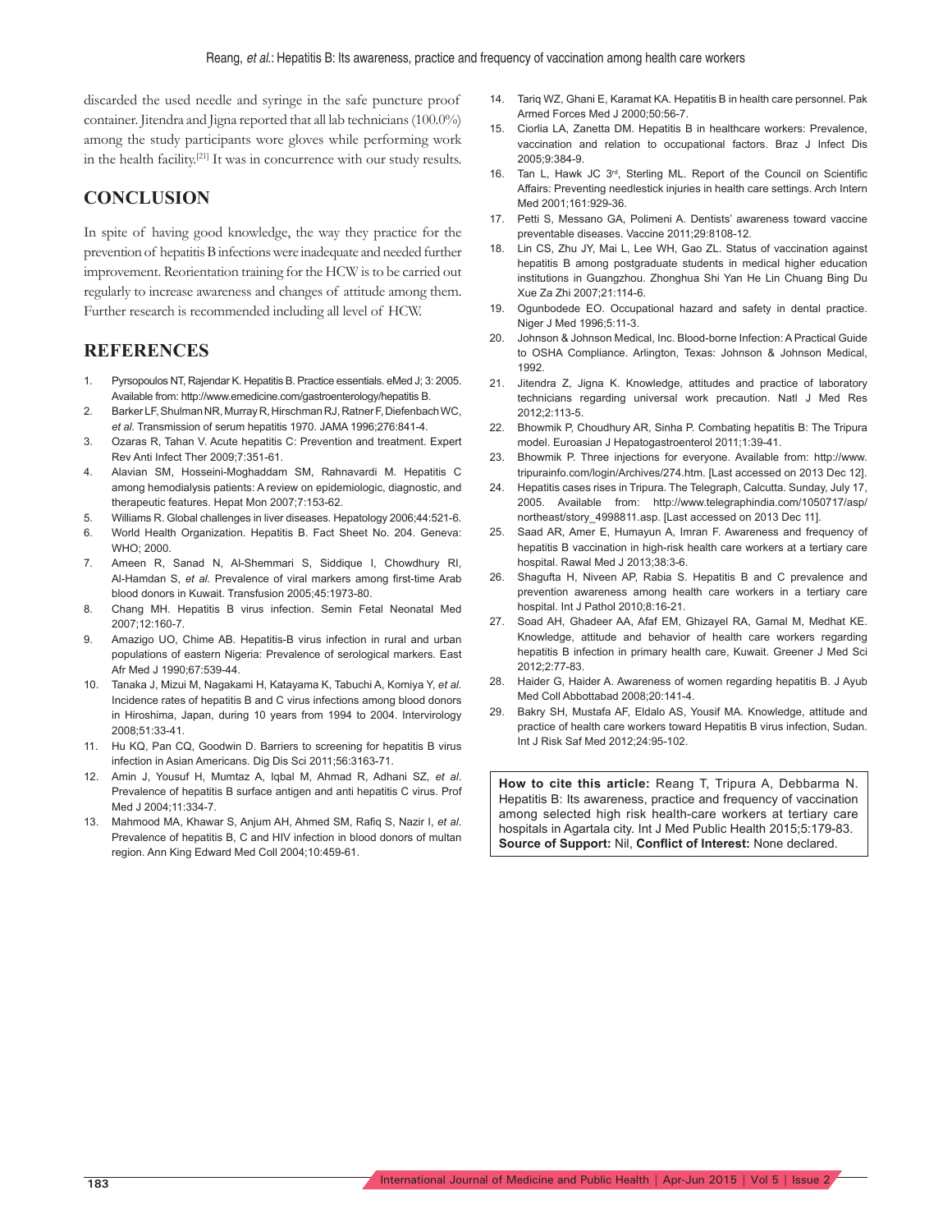discarded the used needle and syringe in the safe puncture proof container. Jitendra and Jigna reported that all lab technicians (100.0%) among the study participants wore gloves while performing work in the health facility.[21] It was in concurrence with our study results.

## CONCLUSION

In spite of having good knowledge, the way they practice for the prevention of hepatitis B infections were inadequate and needed further improvement. Reorientation training for the HCW is to be carried out regularly to increase awareness and changes of attitude among them. Further research is recommended including all level of HCW.

## REFERENCES

1. Pyrsopoulos NT, Rajendar K. Hepatitis B. Practice essentials. eMed J; 3: 2005. Available from: http://www.emedicine.com/gastroenterology/hepatitis B.
2. Barker LF, Shulman NR, Murray R, Hirschman RJ, Ratner F, Diefenbach WC, *et al*. Transmission of serum hepatitis 1970. JAMA 1996;276:841-4.
3. Ozaras R, Tahan V. Acute hepatitis C: Prevention and treatment. Expert Rev Anti Infect Ther 2009;7:351-61.
4. Alavian SM, Hosseini-Moghaddam SM, Rahnavardi M. Hepatitis C among hemodialysis patients: A review on epidemiologic, diagnostic, and therapeutic features. Hepat Mon 2007;7:153-62.
5. Williams R. Global challenges in liver diseases. Hepatology 2006;44:521-6.
6. World Health Organization. Hepatitis B. Fact Sheet No. 204. Geneva: WHO; 2000.
7. Ameen R, Sanad N, Al-Shemmari S, Siddique I, Chowdhury RI, Al-Hamdan S, *et al.* Prevalence of viral markers among first-time Arab blood donors in Kuwait. Transfusion 2005;45:1973-80.
8. Chang MH. Hepatitis B virus infection. Semin Fetal Neonatal Med 2007;12:160-7.
9. Amazigo UO, Chime AB. Hepatitis-B virus infection in rural and urban populations of eastern Nigeria: Prevalence of serological markers. East Afr Med J 1990;67:539-44.
10. Tanaka J, Mizui M, Nagakami H, Katayama K, Tabuchi A, Komiya Y, *et al.* Incidence rates of hepatitis B and C virus infections among blood donors in Hiroshima, Japan, during 10 years from 1994 to 2004. Intervirology 2008;51:33-41.
11. Hu KQ, Pan CQ, Goodwin D. Barriers to screening for hepatitis B virus infection in Asian Americans. Dig Dis Sci 2011;56:3163-71.
12. Amin J, Yousuf H, Mumtaz A, Iqbal M, Ahmad R, Adhani SZ, *et al*. Prevalence of hepatitis B surface antigen and anti hepatitis C virus. Prof Med J 2004;11:334-7.
13. Mahmood MA, Khawar S, Anjum AH, Ahmed SM, Rafiq S, Nazir I, *et al*. Prevalence of hepatitis B, C and HIV infection in blood donors of multan region. Ann King Edward Med Coll 2004;10:459-61.
14. Tariq WZ, Ghani E, Karamat KA. Hepatitis B in health care personnel. Pak Armed Forces Med J 2000;50:56-7.
15. Ciorlia LA, Zanetta DM. Hepatitis B in healthcare workers: Prevalence, vaccination and relation to occupational factors. Braz J Infect Dis 2005;9:384-9.
16. Tan L, Hawk JC 3rd, Sterling ML. Report of the Council on Scientific Affairs: Preventing needlestick injuries in health care settings. Arch Intern Med 2001;161:929-36.
17. Petti S, Messano GA, Polimeni A. Dentists' awareness toward vaccine preventable diseases. Vaccine 2011;29:8108-12.
18. Lin CS, Zhu JY, Mai L, Lee WH, Gao ZL. Status of vaccination against hepatitis B among postgraduate students in medical higher education institutions in Guangzhou. Zhonghua Shi Yan He Lin Chuang Bing Du Xue Za Zhi 2007;21:114-6.
19. Ogunbodede EO. Occupational hazard and safety in dental practice. Niger J Med 1996;5:11-3.
20. Johnson & Johnson Medical, Inc. Blood-borne Infection: A Practical Guide to OSHA Compliance. Arlington, Texas: Johnson & Johnson Medical, 1992.
21. Jitendra Z, Jigna K. Knowledge, attitudes and practice of laboratory technicians regarding universal work precaution. Natl J Med Res 2012;2:113-5.
22. Bhowmik P, Choudhury AR, Sinha P. Combating hepatitis B: The Tripura model. Euroasian J Hepatogastroenterol 2011;1:39-41.
23. Bhowmik P. Three injections for everyone. Available from: http://www.tripurainfo.com/login/Archives/274.htm. [Last accessed on 2013 Dec 12].
24. Hepatitis cases rises in Tripura. The Telegraph, Calcutta. Sunday, July 17, 2005. Available from: http://www.telegraphindia.com/1050717/asp/northeast/story_4998811.asp. [Last accessed on 2013 Dec 11].
25. Saad AR, Amer E, Humayun A, Imran F. Awareness and frequency of hepatitis B vaccination in high-risk health care workers at a tertiary care hospital. Rawal Med J 2013;38:3-6.
26. Shagufta H, Niveen AP, Rabia S. Hepatitis B and C prevalence and prevention awareness among health care workers in a tertiary care hospital. Int J Pathol 2010;8:16-21.
27. Soad AH, Ghadeer AA, Afaf EM, Ghizayel RA, Gamal M, Medhat KE. Knowledge, attitude and behavior of health care workers regarding hepatitis B infection in primary health care, Kuwait. Greener J Med Sci 2012;2:77-83.
28. Haider G, Haider A. Awareness of women regarding hepatitis B. J Ayub Med Coll Abbottabad 2008;20:141-4.
29. Bakry SH, Mustafa AF, Eldalo AS, Yousif MA. Knowledge, attitude and practice of health care workers toward Hepatitis B virus infection, Sudan. Int J Risk Saf Med 2012;24:95-102.

**How to cite this article:** Reang T, Tripura A, Debbarma N. Hepatitis B: Its awareness, practice and frequency of vaccination among selected high risk health-care workers at tertiary care hospitals in Agartala city. Int J Med Public Health 2015;5:179-83.
**Source of Support:** Nil, **Conflict of Interest:** None declared.